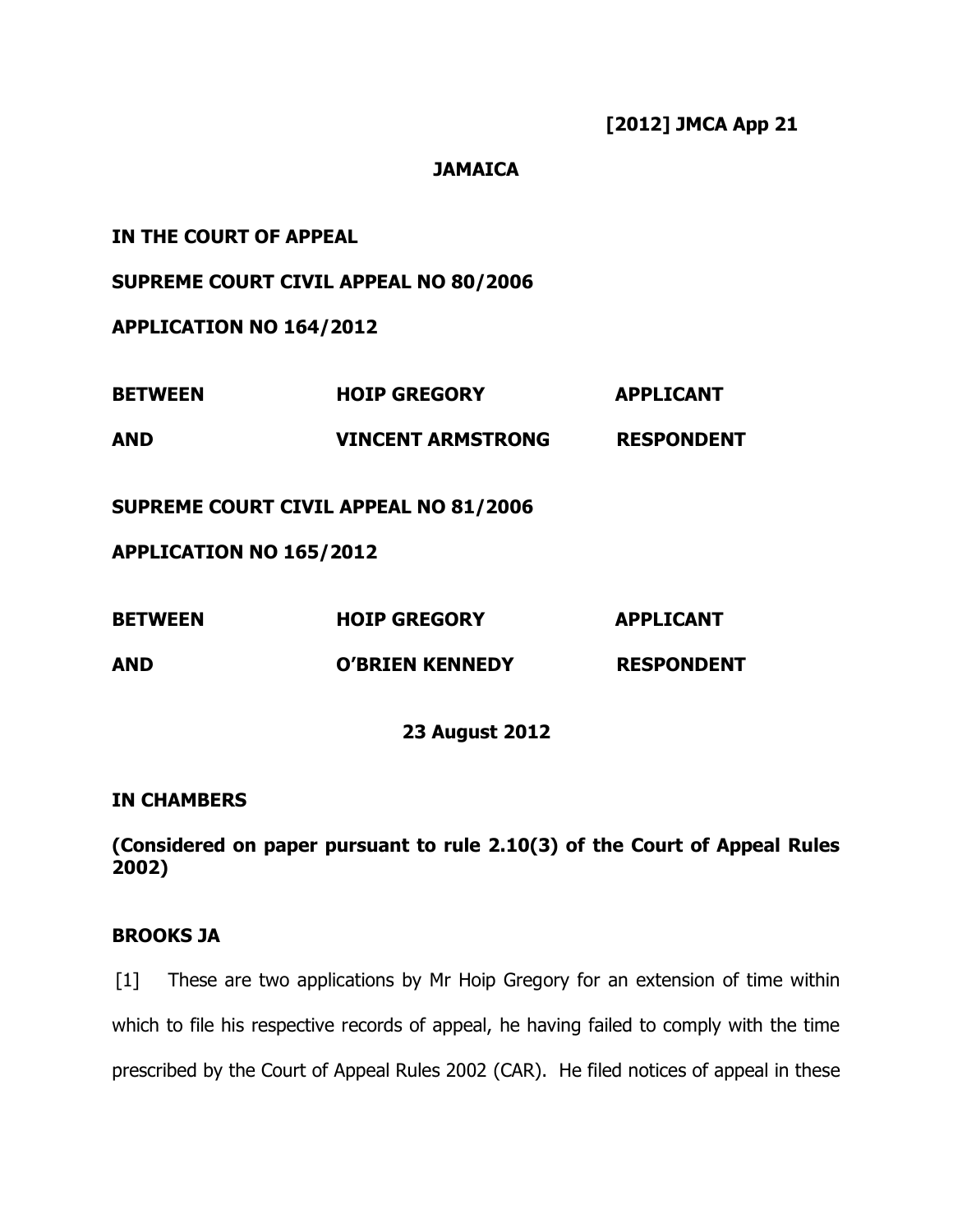**[2012] JMCA App 21**

**JAMAICA**

**IN THE COURT OF APPEAL**

**SUPREME COURT CIVIL APPEAL NO 80/2006**

**APPLICATION NO 164/2012**

| | | |
|---|---|---|
| **BETWEEN** | **HOIP GREGORY** | **APPLICANT** |
| **AND** | **VINCENT ARMSTRONG** | **RESPONDENT** |

**SUPREME COURT CIVIL APPEAL NO 81/2006**

**APPLICATION NO 165/2012**

| | | |
|---|---|---|
| **BETWEEN** | **HOIP GREGORY** | **APPLICANT** |
| **AND** | **O'BRIEN KENNEDY** | **RESPONDENT** |

**23 August 2012**

**IN CHAMBERS**

**(Considered on paper pursuant to rule 2.10(3) of the Court of Appeal Rules 2002)**

**BROOKS JA**

[1] These are two applications by Mr Hoip Gregory for an extension of time within which to file his respective records of appeal, he having failed to comply with the time prescribed by the Court of Appeal Rules 2002 (CAR). He filed notices of appeal in these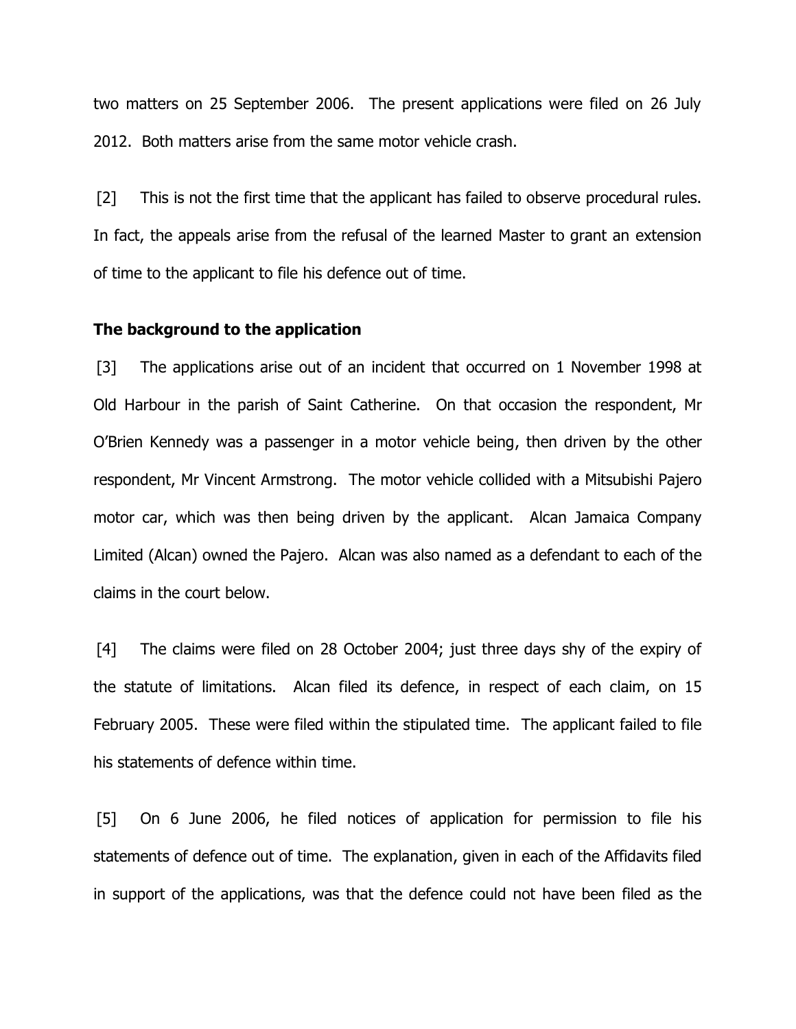two matters on 25 September 2006. The present applications were filed on 26 July 2012. Both matters arise from the same motor vehicle crash.

[2] This is not the first time that the applicant has failed to observe procedural rules. In fact, the appeals arise from the refusal of the learned Master to grant an extension of time to the applicant to file his defence out of time.

**The background to the application**

[3] The applications arise out of an incident that occurred on 1 November 1998 at Old Harbour in the parish of Saint Catherine. On that occasion the respondent, Mr O'Brien Kennedy was a passenger in a motor vehicle being, then driven by the other respondent, Mr Vincent Armstrong. The motor vehicle collided with a Mitsubishi Pajero motor car, which was then being driven by the applicant. Alcan Jamaica Company Limited (Alcan) owned the Pajero. Alcan was also named as a defendant to each of the claims in the court below.

[4] The claims were filed on 28 October 2004; just three days shy of the expiry of the statute of limitations. Alcan filed its defence, in respect of each claim, on 15 February 2005. These were filed within the stipulated time. The applicant failed to file his statements of defence within time.

[5] On 6 June 2006, he filed notices of application for permission to file his statements of defence out of time. The explanation, given in each of the Affidavits filed in support of the applications, was that the defence could not have been filed as the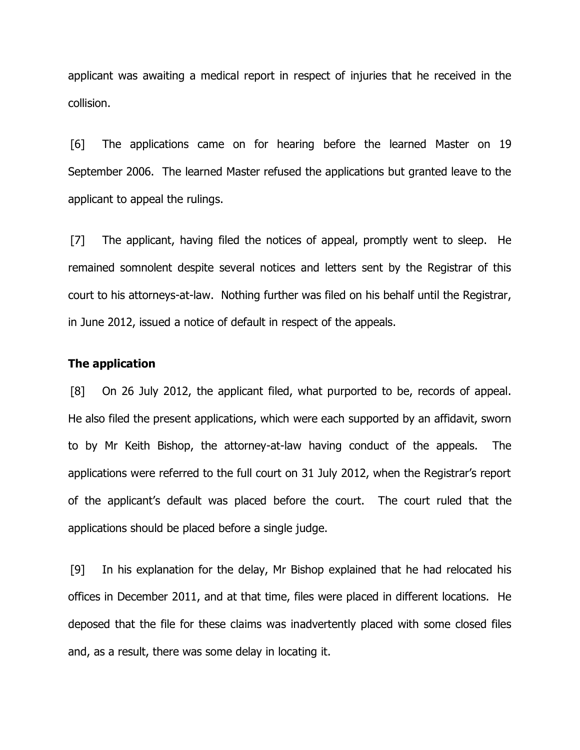applicant was awaiting a medical report in respect of injuries that he received in the collision.

[6] The applications came on for hearing before the learned Master on 19 September 2006. The learned Master refused the applications but granted leave to the applicant to appeal the rulings.

[7] The applicant, having filed the notices of appeal, promptly went to sleep. He remained somnolent despite several notices and letters sent by the Registrar of this court to his attorneys-at-law. Nothing further was filed on his behalf until the Registrar, in June 2012, issued a notice of default in respect of the appeals.

**The application**

[8] On 26 July 2012, the applicant filed, what purported to be, records of appeal. He also filed the present applications, which were each supported by an affidavit, sworn to by Mr Keith Bishop, the attorney-at-law having conduct of the appeals. The applications were referred to the full court on 31 July 2012, when the Registrar's report of the applicant's default was placed before the court. The court ruled that the applications should be placed before a single judge.

[9] In his explanation for the delay, Mr Bishop explained that he had relocated his offices in December 2011, and at that time, files were placed in different locations. He deposed that the file for these claims was inadvertently placed with some closed files and, as a result, there was some delay in locating it.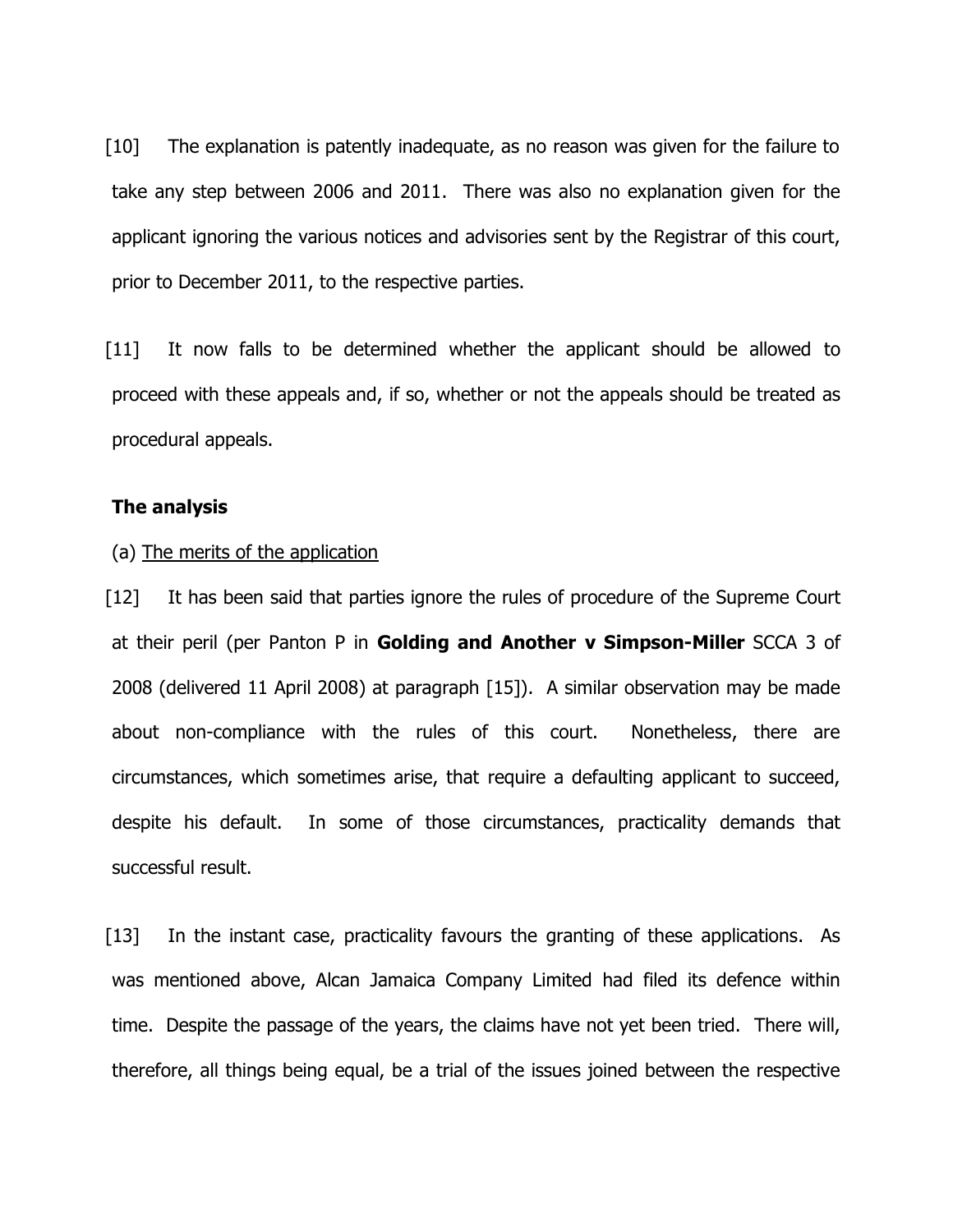[10] The explanation is patently inadequate, as no reason was given for the failure to take any step between 2006 and 2011. There was also no explanation given for the applicant ignoring the various notices and advisories sent by the Registrar of this court, prior to December 2011, to the respective parties.

[11] It now falls to be determined whether the applicant should be allowed to proceed with these appeals and, if so, whether or not the appeals should be treated as procedural appeals.

**The analysis**

(a) The merits of the application

[12] It has been said that parties ignore the rules of procedure of the Supreme Court at their peril (per Panton P in **Golding and Another v Simpson-Miller** SCCA 3 of 2008 (delivered 11 April 2008) at paragraph [15]). A similar observation may be made about non-compliance with the rules of this court. Nonetheless, there are circumstances, which sometimes arise, that require a defaulting applicant to succeed, despite his default. In some of those circumstances, practicality demands that successful result.

[13] In the instant case, practicality favours the granting of these applications. As was mentioned above, Alcan Jamaica Company Limited had filed its defence within time. Despite the passage of the years, the claims have not yet been tried. There will, therefore, all things being equal, be a trial of the issues joined between the respective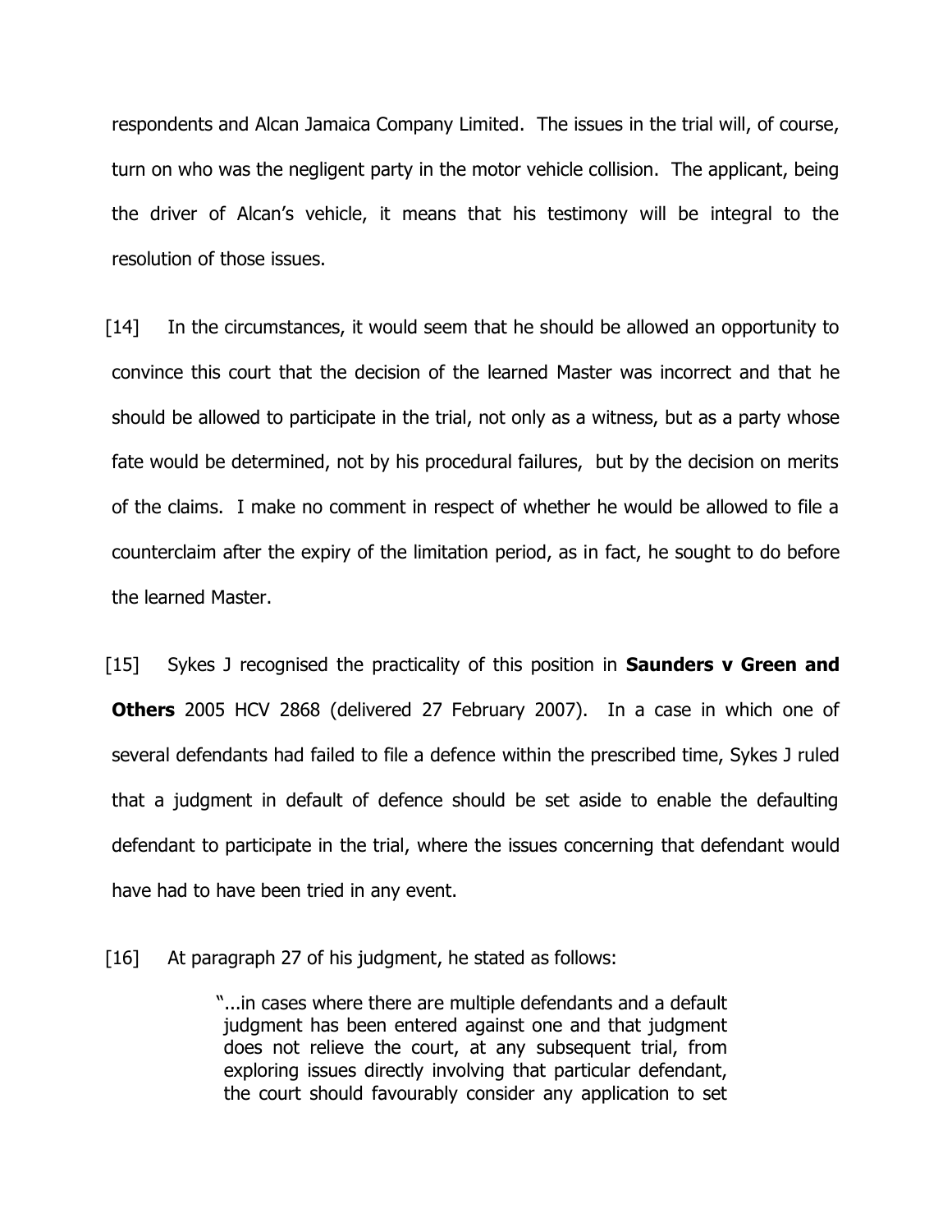respondents and Alcan Jamaica Company Limited. The issues in the trial will, of course, turn on who was the negligent party in the motor vehicle collision. The applicant, being the driver of Alcan's vehicle, it means that his testimony will be integral to the resolution of those issues.

[14] In the circumstances, it would seem that he should be allowed an opportunity to convince this court that the decision of the learned Master was incorrect and that he should be allowed to participate in the trial, not only as a witness, but as a party whose fate would be determined, not by his procedural failures, but by the decision on merits of the claims. I make no comment in respect of whether he would be allowed to file a counterclaim after the expiry of the limitation period, as in fact, he sought to do before the learned Master.

[15] Sykes J recognised the practicality of this position in **Saunders v Green and Others** 2005 HCV 2868 (delivered 27 February 2007). In a case in which one of several defendants had failed to file a defence within the prescribed time, Sykes J ruled that a judgment in default of defence should be set aside to enable the defaulting defendant to participate in the trial, where the issues concerning that defendant would have had to have been tried in any event.

[16] At paragraph 27 of his judgment, he stated as follows:

> "...in cases where there are multiple defendants and a default judgment has been entered against one and that judgment does not relieve the court, at any subsequent trial, from exploring issues directly involving that particular defendant, the court should favourably consider any application to set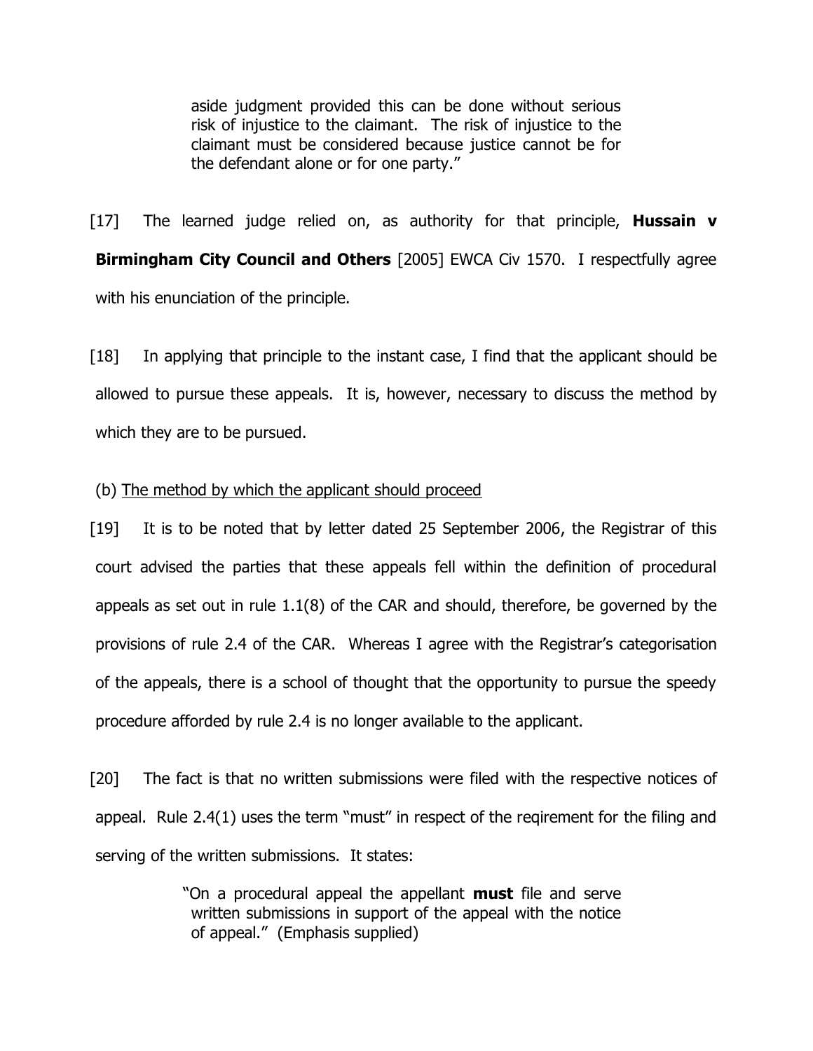> aside judgment provided this can be done without serious risk of injustice to the claimant. The risk of injustice to the claimant must be considered because justice cannot be for the defendant alone or for one party."

[17] The learned judge relied on, as authority for that principle, **Hussain v Birmingham City Council and Others** [2005] EWCA Civ 1570. I respectfully agree with his enunciation of the principle.

[18] In applying that principle to the instant case, I find that the applicant should be allowed to pursue these appeals. It is, however, necessary to discuss the method by which they are to be pursued.

(b) <u>The method by which the applicant should proceed</u>

[19] It is to be noted that by letter dated 25 September 2006, the Registrar of this court advised the parties that these appeals fell within the definition of procedural appeals as set out in rule 1.1(8) of the CAR and should, therefore, be governed by the provisions of rule 2.4 of the CAR. Whereas I agree with the Registrar's categorisation of the appeals, there is a school of thought that the opportunity to pursue the speedy procedure afforded by rule 2.4 is no longer available to the applicant.

[20] The fact is that no written submissions were filed with the respective notices of appeal. Rule 2.4(1) uses the term "must" in respect of the reqirement for the filing and serving of the written submissions. It states:

> "On a procedural appeal the appellant **must** file and serve written submissions in support of the appeal with the notice of appeal." (Emphasis supplied)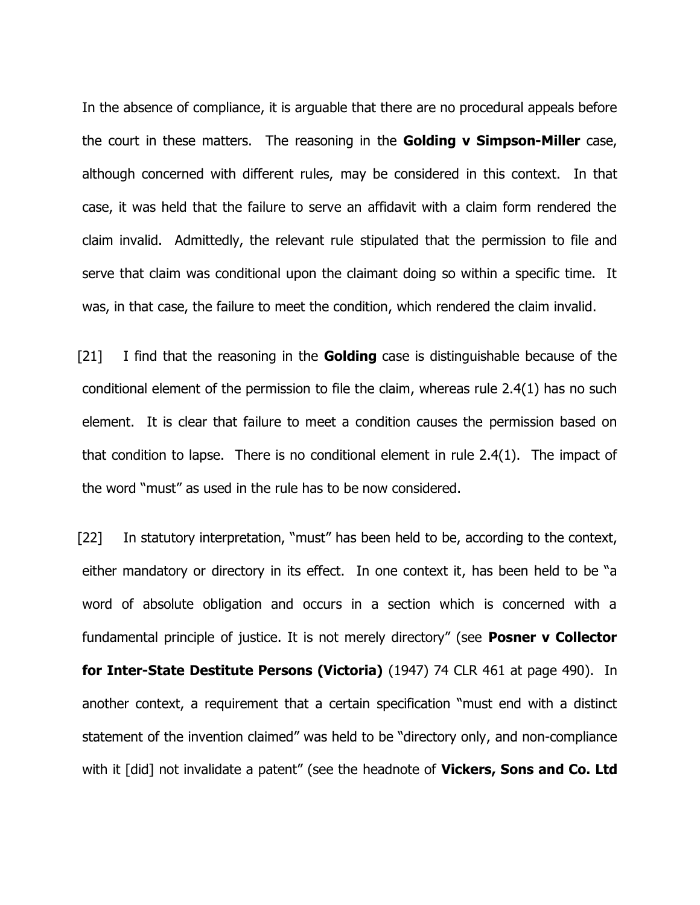In the absence of compliance, it is arguable that there are no procedural appeals before the court in these matters. The reasoning in the **Golding v Simpson-Miller** case, although concerned with different rules, may be considered in this context. In that case, it was held that the failure to serve an affidavit with a claim form rendered the claim invalid. Admittedly, the relevant rule stipulated that the permission to file and serve that claim was conditional upon the claimant doing so within a specific time. It was, in that case, the failure to meet the condition, which rendered the claim invalid.

[21] I find that the reasoning in the **Golding** case is distinguishable because of the conditional element of the permission to file the claim, whereas rule 2.4(1) has no such element. It is clear that failure to meet a condition causes the permission based on that condition to lapse. There is no conditional element in rule 2.4(1). The impact of the word "must" as used in the rule has to be now considered.

[22] In statutory interpretation, "must" has been held to be, according to the context, either mandatory or directory in its effect. In one context it, has been held to be "a word of absolute obligation and occurs in a section which is concerned with a fundamental principle of justice. It is not merely directory" (see **Posner v Collector for Inter-State Destitute Persons (Victoria)** (1947) 74 CLR 461 at page 490). In another context, a requirement that a certain specification "must end with a distinct statement of the invention claimed" was held to be "directory only, and non-compliance with it [did] not invalidate a patent" (see the headnote of **Vickers, Sons and Co. Ltd**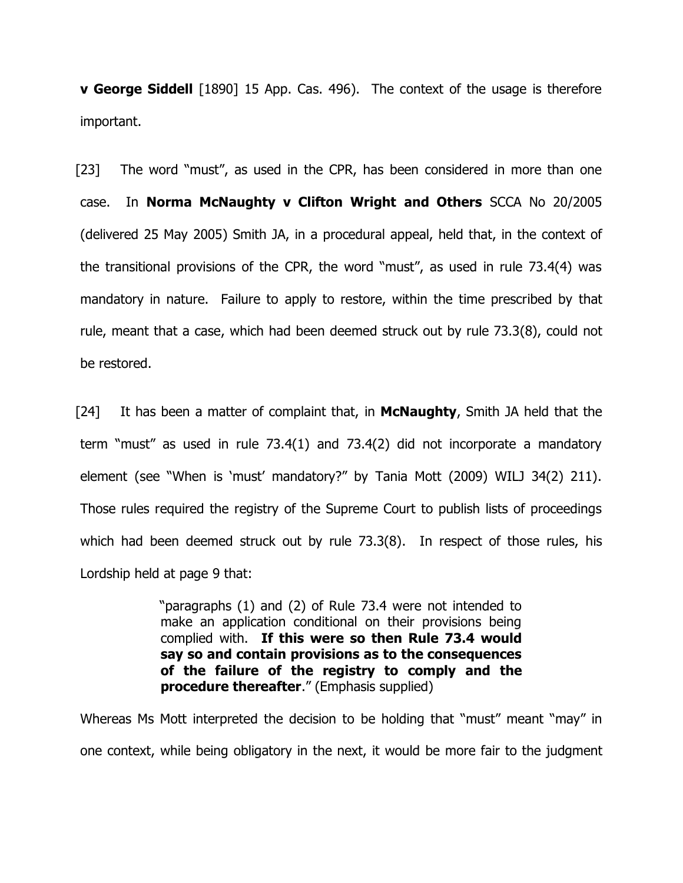**v George Siddell** [1890] 15 App. Cas. 496). The context of the usage is therefore important.

[23] The word "must", as used in the CPR, has been considered in more than one case. In **Norma McNaughty v Clifton Wright and Others** SCCA No 20/2005 (delivered 25 May 2005) Smith JA, in a procedural appeal, held that, in the context of the transitional provisions of the CPR, the word "must", as used in rule 73.4(4) was mandatory in nature. Failure to apply to restore, within the time prescribed by that rule, meant that a case, which had been deemed struck out by rule 73.3(8), could not be restored.

[24] It has been a matter of complaint that, in **McNaughty**, Smith JA held that the term "must" as used in rule 73.4(1) and 73.4(2) did not incorporate a mandatory element (see "When is 'must' mandatory?" by Tania Mott (2009) WILJ 34(2) 211). Those rules required the registry of the Supreme Court to publish lists of proceedings which had been deemed struck out by rule 73.3(8). In respect of those rules, his Lordship held at page 9 that:

> "paragraphs (1) and (2) of Rule 73.4 were not intended to make an application conditional on their provisions being complied with. **If this were so then Rule 73.4 would say so and contain provisions as to the consequences of the failure of the registry to comply and the procedure thereafter**." (Emphasis supplied)

Whereas Ms Mott interpreted the decision to be holding that "must" meant "may" in one context, while being obligatory in the next, it would be more fair to the judgment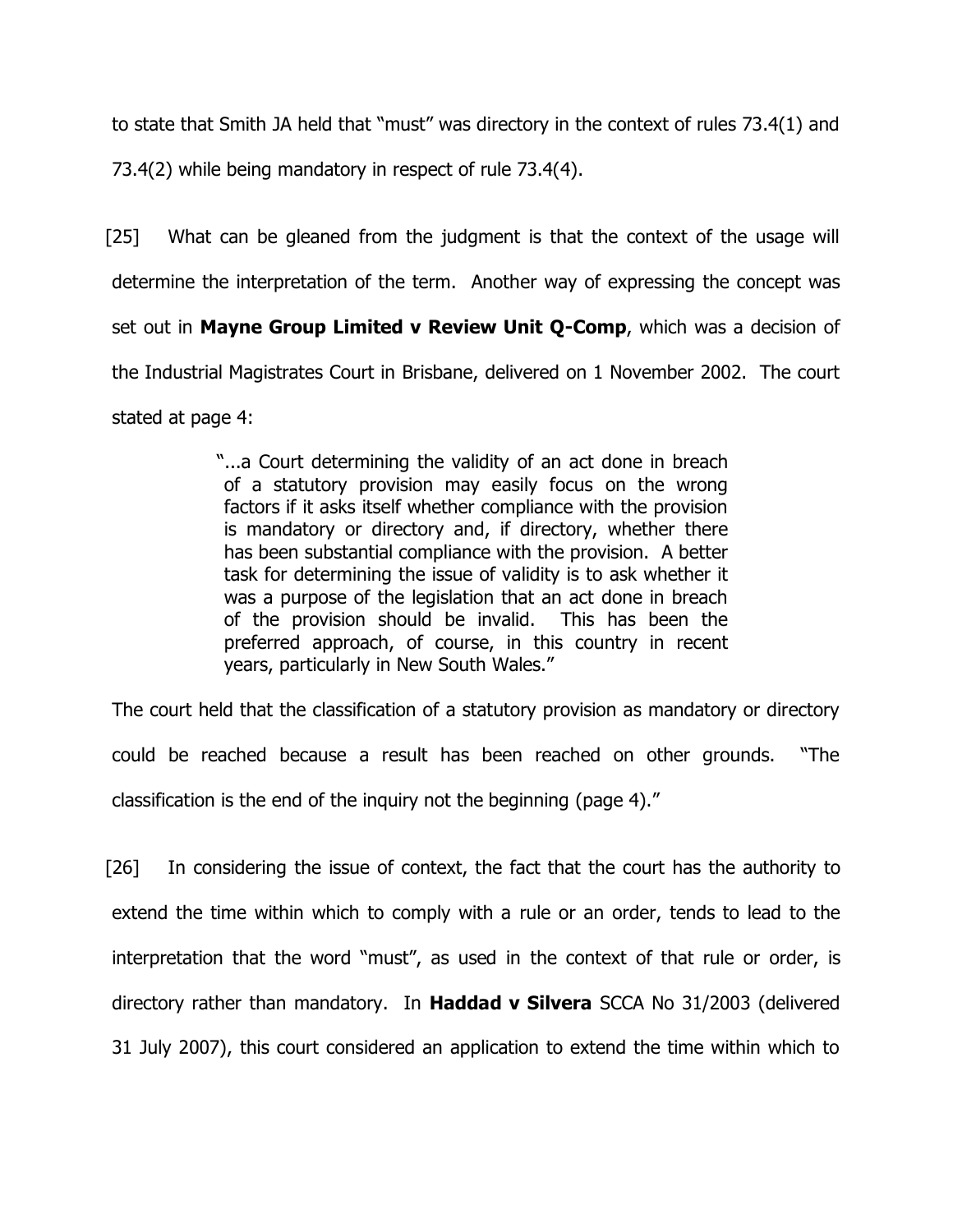to state that Smith JA held that "must" was directory in the context of rules 73.4(1) and 73.4(2) while being mandatory in respect of rule 73.4(4).

[25] What can be gleaned from the judgment is that the context of the usage will determine the interpretation of the term. Another way of expressing the concept was set out in **Mayne Group Limited v Review Unit Q-Comp**, which was a decision of the Industrial Magistrates Court in Brisbane, delivered on 1 November 2002. The court stated at page 4:

> "...a Court determining the validity of an act done in breach of a statutory provision may easily focus on the wrong factors if it asks itself whether compliance with the provision is mandatory or directory and, if directory, whether there has been substantial compliance with the provision. A better task for determining the issue of validity is to ask whether it was a purpose of the legislation that an act done in breach of the provision should be invalid. This has been the preferred approach, of course, in this country in recent years, particularly in New South Wales."

The court held that the classification of a statutory provision as mandatory or directory could be reached because a result has been reached on other grounds. "The classification is the end of the inquiry not the beginning (page 4)."

[26] In considering the issue of context, the fact that the court has the authority to extend the time within which to comply with a rule or an order, tends to lead to the interpretation that the word "must", as used in the context of that rule or order, is directory rather than mandatory. In **Haddad v Silvera** SCCA No 31/2003 (delivered 31 July 2007), this court considered an application to extend the time within which to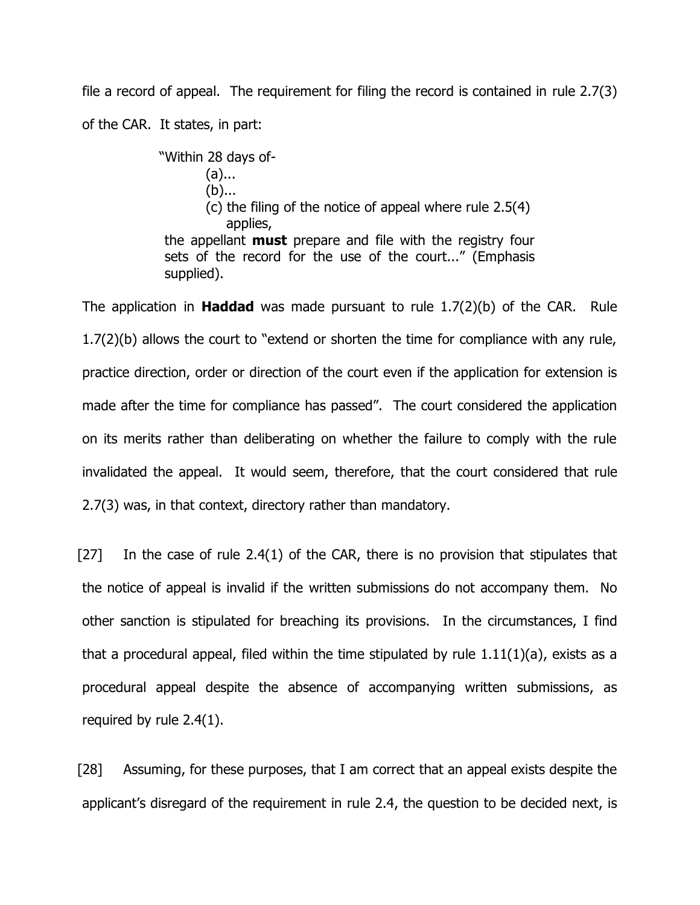file a record of appeal. The requirement for filing the record is contained in rule 2.7(3) of the CAR. It states, in part:

> "Within 28 days of-
> (a)...
> (b)...
> (c) the filing of the notice of appeal where rule 2.5(4) applies,
>
> the appellant **must** prepare and file with the registry four sets of the record for the use of the court..." (Emphasis supplied).

The application in **Haddad** was made pursuant to rule 1.7(2)(b) of the CAR. Rule 1.7(2)(b) allows the court to "extend or shorten the time for compliance with any rule, practice direction, order or direction of the court even if the application for extension is made after the time for compliance has passed". The court considered the application on its merits rather than deliberating on whether the failure to comply with the rule invalidated the appeal. It would seem, therefore, that the court considered that rule 2.7(3) was, in that context, directory rather than mandatory.

[27] In the case of rule 2.4(1) of the CAR, there is no provision that stipulates that the notice of appeal is invalid if the written submissions do not accompany them. No other sanction is stipulated for breaching its provisions. In the circumstances, I find that a procedural appeal, filed within the time stipulated by rule 1.11(1)(a), exists as a procedural appeal despite the absence of accompanying written submissions, as required by rule 2.4(1).

[28] Assuming, for these purposes, that I am correct that an appeal exists despite the applicant's disregard of the requirement in rule 2.4, the question to be decided next, is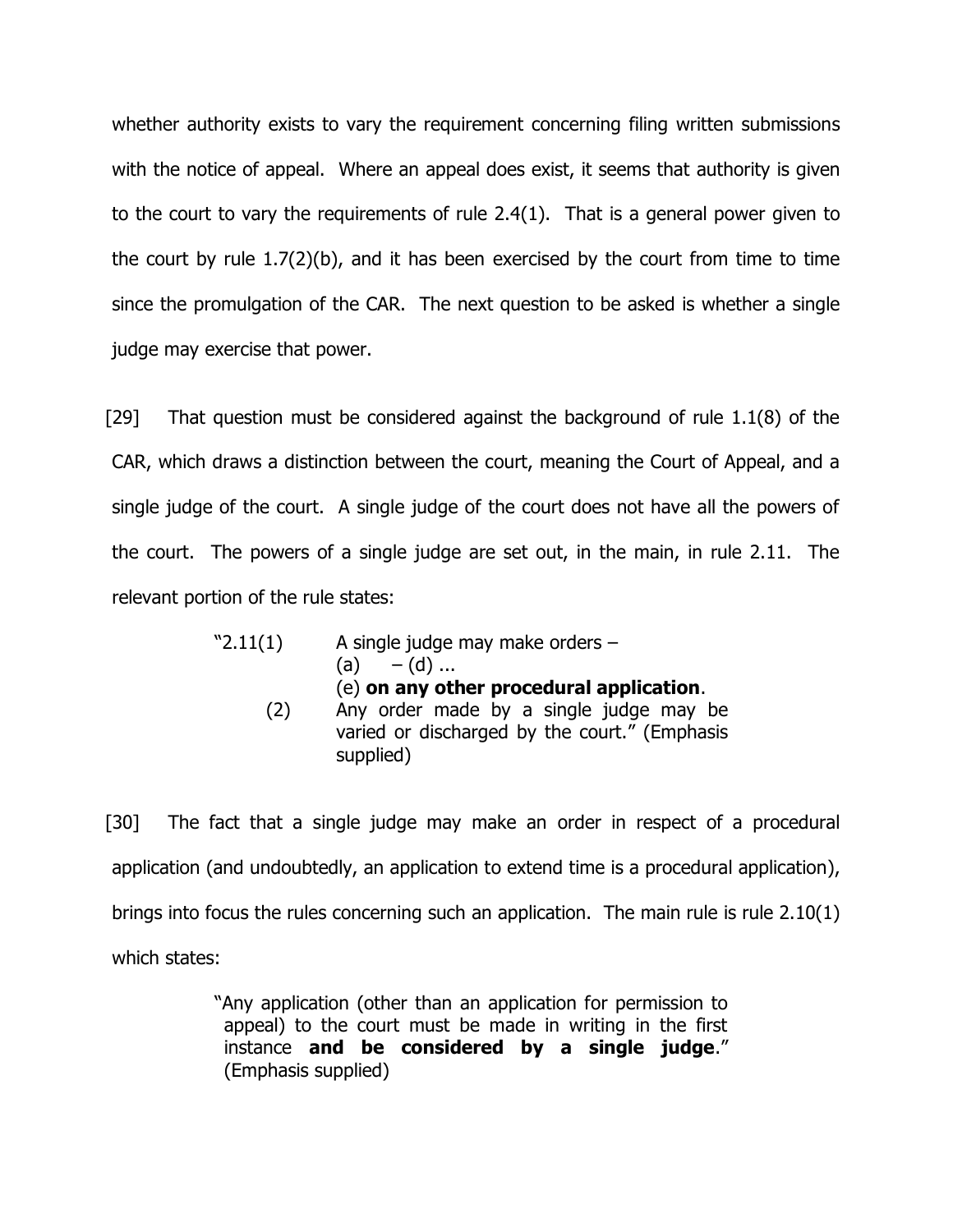whether authority exists to vary the requirement concerning filing written submissions with the notice of appeal. Where an appeal does exist, it seems that authority is given to the court to vary the requirements of rule 2.4(1). That is a general power given to the court by rule 1.7(2)(b), and it has been exercised by the court from time to time since the promulgation of the CAR. The next question to be asked is whether a single judge may exercise that power.

[29] That question must be considered against the background of rule 1.1(8) of the CAR, which draws a distinction between the court, meaning the Court of Appeal, and a single judge of the court. A single judge of the court does not have all the powers of the court. The powers of a single judge are set out, in the main, in rule 2.11. The relevant portion of the rule states:

> "2.11(1) A single judge may make orders –
> (a) – (d) ...
> (e) **on any other procedural application**.
> (2) Any order made by a single judge may be varied or discharged by the court." (Emphasis supplied)

[30] The fact that a single judge may make an order in respect of a procedural application (and undoubtedly, an application to extend time is a procedural application), brings into focus the rules concerning such an application. The main rule is rule 2.10(1) which states:

> "Any application (other than an application for permission to appeal) to the court must be made in writing in the first instance **and be considered by a single judge**." (Emphasis supplied)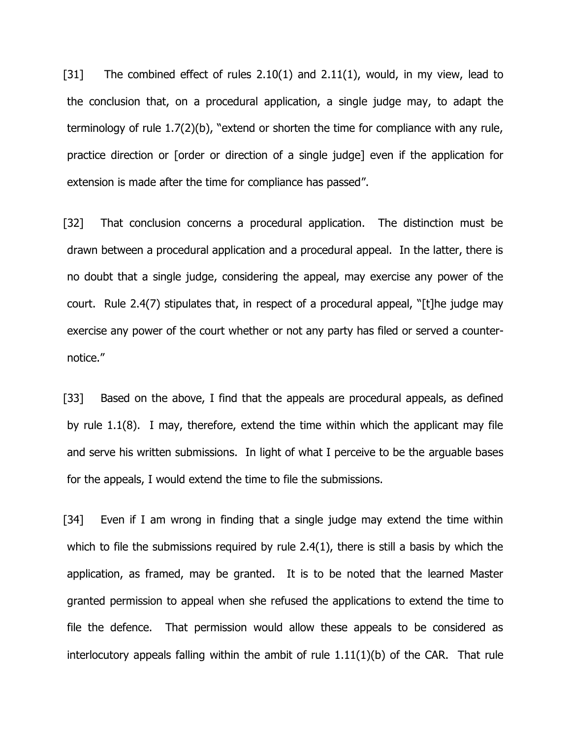[31] The combined effect of rules 2.10(1) and 2.11(1), would, in my view, lead to the conclusion that, on a procedural application, a single judge may, to adapt the terminology of rule 1.7(2)(b), "extend or shorten the time for compliance with any rule, practice direction or [order or direction of a single judge] even if the application for extension is made after the time for compliance has passed".

[32] That conclusion concerns a procedural application. The distinction must be drawn between a procedural application and a procedural appeal. In the latter, there is no doubt that a single judge, considering the appeal, may exercise any power of the court. Rule 2.4(7) stipulates that, in respect of a procedural appeal, "[t]he judge may exercise any power of the court whether or not any party has filed or served a counter-notice."

[33] Based on the above, I find that the appeals are procedural appeals, as defined by rule 1.1(8). I may, therefore, extend the time within which the applicant may file and serve his written submissions. In light of what I perceive to be the arguable bases for the appeals, I would extend the time to file the submissions.

[34] Even if I am wrong in finding that a single judge may extend the time within which to file the submissions required by rule 2.4(1), there is still a basis by which the application, as framed, may be granted. It is to be noted that the learned Master granted permission to appeal when she refused the applications to extend the time to file the defence. That permission would allow these appeals to be considered as interlocutory appeals falling within the ambit of rule 1.11(1)(b) of the CAR. That rule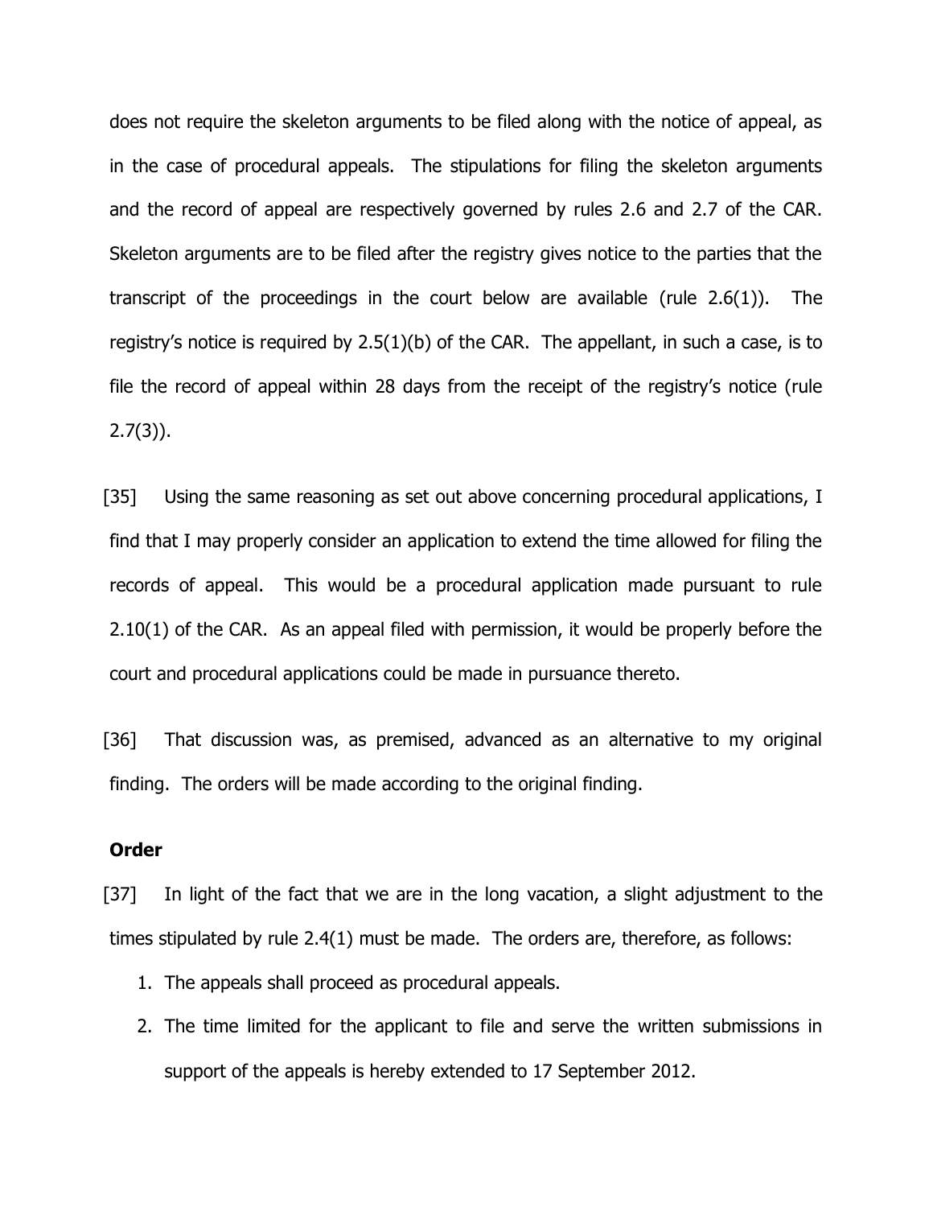does not require the skeleton arguments to be filed along with the notice of appeal, as in the case of procedural appeals. The stipulations for filing the skeleton arguments and the record of appeal are respectively governed by rules 2.6 and 2.7 of the CAR. Skeleton arguments are to be filed after the registry gives notice to the parties that the transcript of the proceedings in the court below are available (rule 2.6(1)). The registry's notice is required by 2.5(1)(b) of the CAR. The appellant, in such a case, is to file the record of appeal within 28 days from the receipt of the registry's notice (rule 2.7(3)).

[35] Using the same reasoning as set out above concerning procedural applications, I find that I may properly consider an application to extend the time allowed for filing the records of appeal. This would be a procedural application made pursuant to rule 2.10(1) of the CAR. As an appeal filed with permission, it would be properly before the court and procedural applications could be made in pursuance thereto.

[36] That discussion was, as premised, advanced as an alternative to my original finding. The orders will be made according to the original finding.

**Order**

[37] In light of the fact that we are in the long vacation, a slight adjustment to the times stipulated by rule 2.4(1) must be made. The orders are, therefore, as follows:

1. The appeals shall proceed as procedural appeals.
2. The time limited for the applicant to file and serve the written submissions in support of the appeals is hereby extended to 17 September 2012.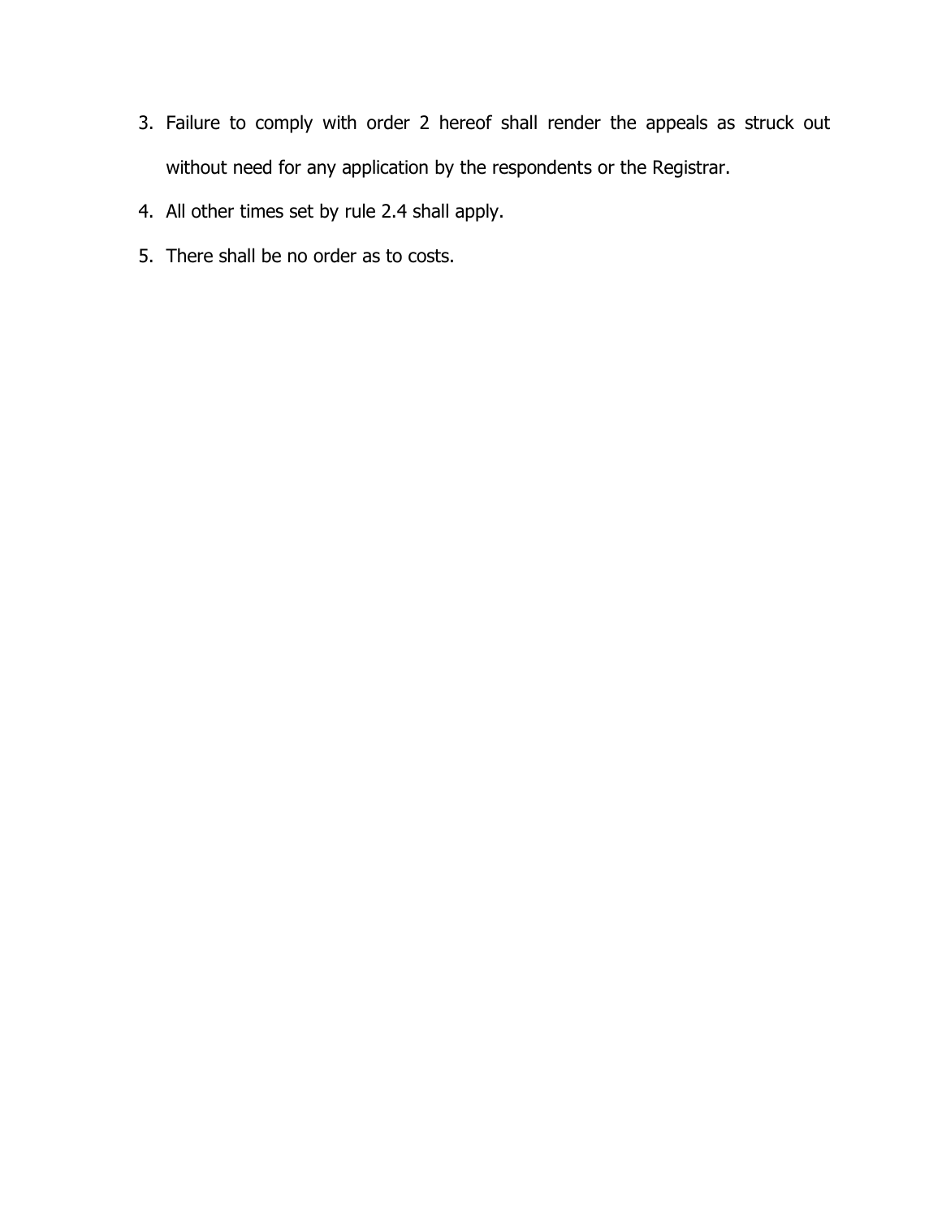3. Failure to comply with order 2 hereof shall render the appeals as struck out without need for any application by the respondents or the Registrar.
4. All other times set by rule 2.4 shall apply.
5. There shall be no order as to costs.